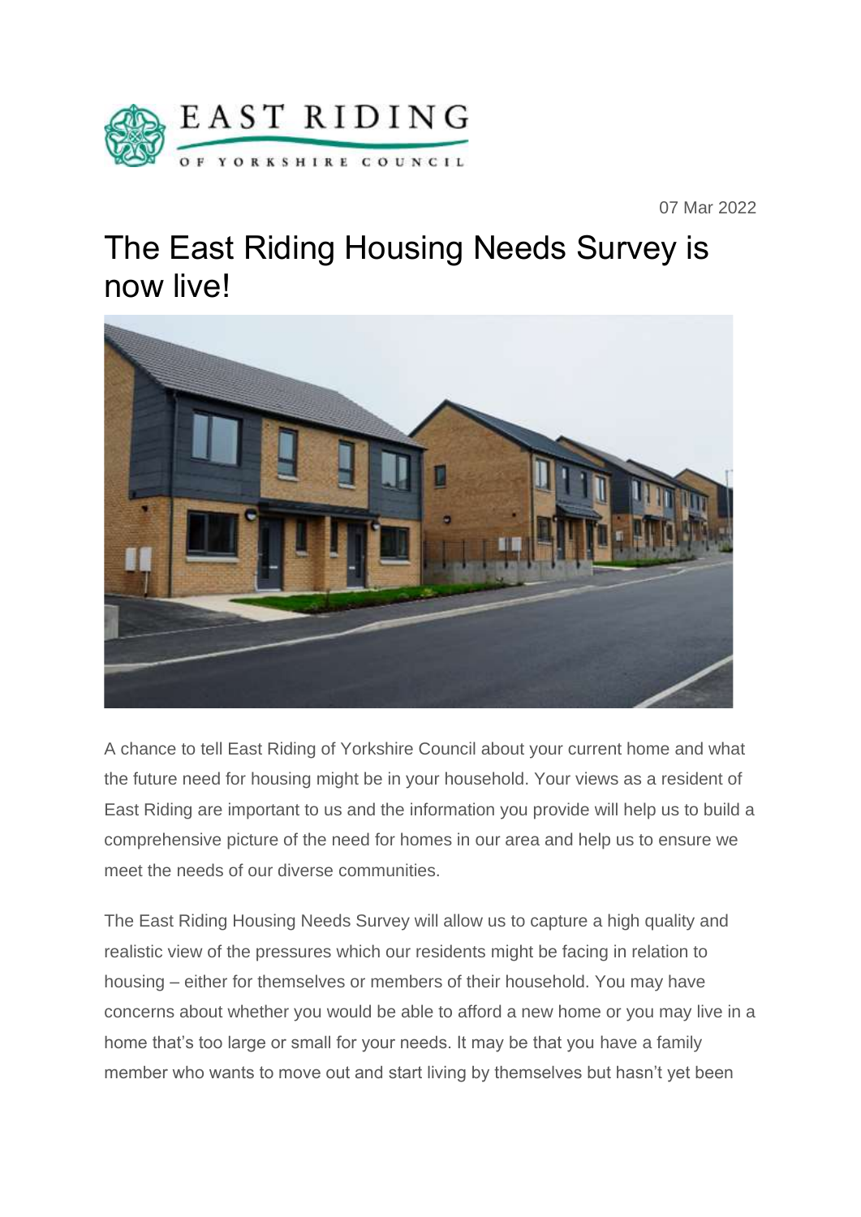EAST RIDING OF YORKSHIRE COUNCIL

07 Mar 2022

# The East Riding Housing Needs Survey is now live!

A chance to tell East Riding of Yorkshire Council about your current home and what the future need for housing might be in your household. Your views as a resident of East Riding are important to us and the information you provide will help us to build a comprehensive picture of the need for homes in our area and help us to ensure we meet the needs of our diverse communities.

The East Riding Housing Needs Survey will allow us to capture a high quality and realistic view of the pressures which our residents might be facing in relation to housing – either for themselves or members of their household. You may have concerns about whether you would be able to afford a new home or you may live in a home that's too large or small for your needs. It may be that you have a family member who wants to move out and start living by themselves but hasn't yet been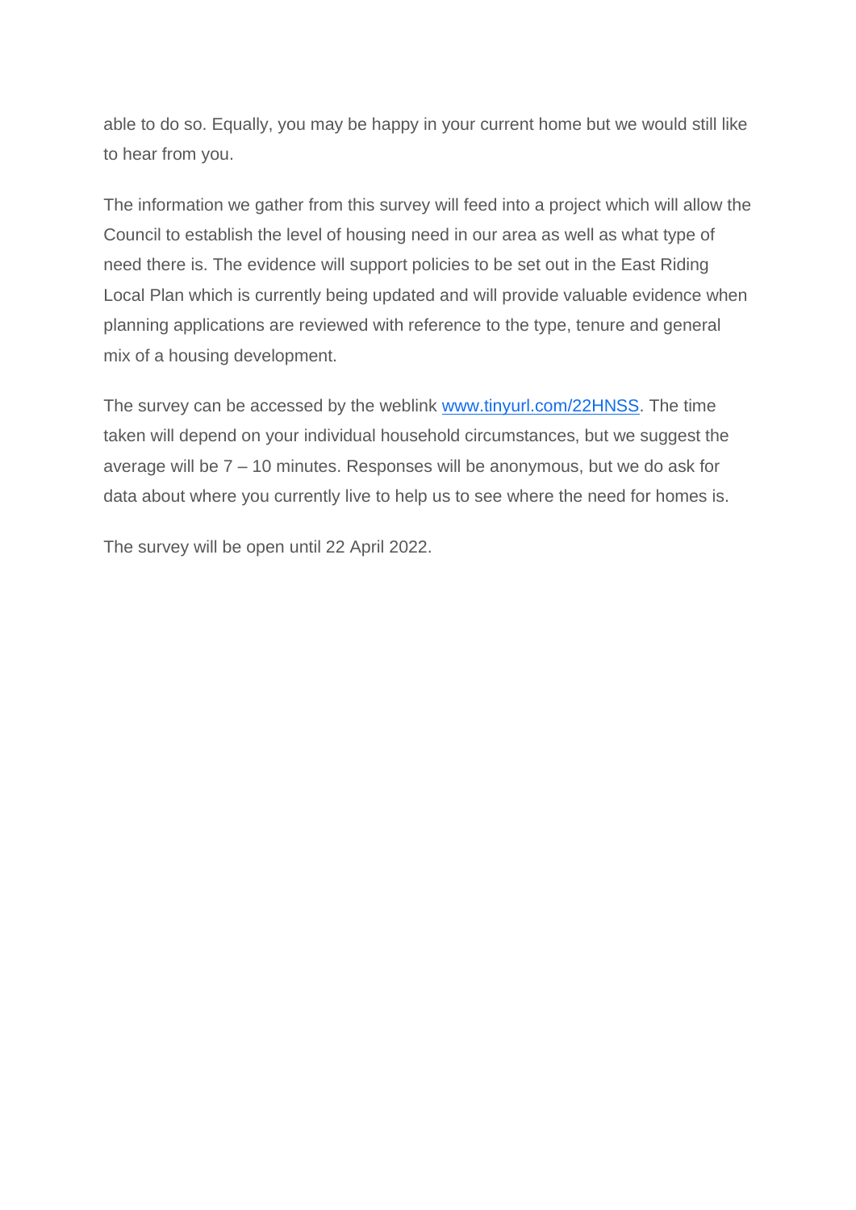able to do so. Equally, you may be happy in your current home but we would still like to hear from you.

The information we gather from this survey will feed into a project which will allow the Council to establish the level of housing need in our area as well as what type of need there is. The evidence will support policies to be set out in the East Riding Local Plan which is currently being updated and will provide valuable evidence when planning applications are reviewed with reference to the type, tenure and general mix of a housing development.

The survey can be accessed by the weblink [www.tinyurl.com/22HNSS](http://www.tinyurl.com/22HNSS). The time taken will depend on your individual household circumstances, but we suggest the average will be 7 – 10 minutes. Responses will be anonymous, but we do ask for data about where you currently live to help us to see where the need for homes is.

The survey will be open until 22 April 2022.